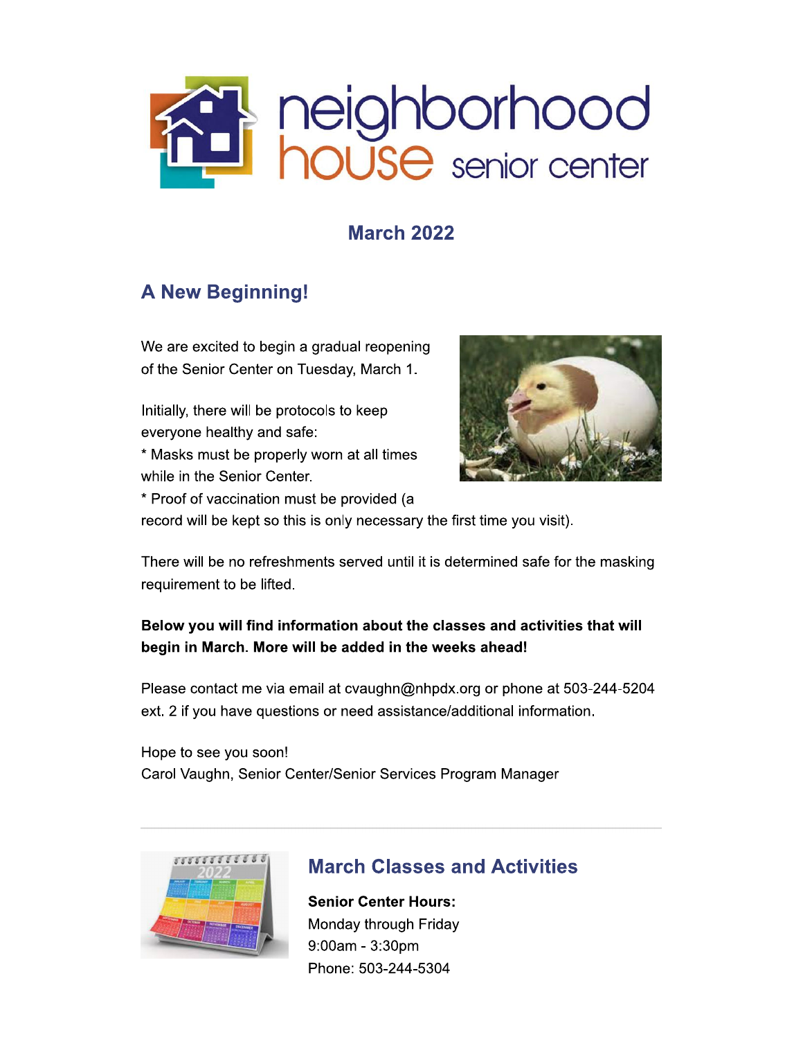# neighborhood house senior center

## March 2022

## A New Beginning!

We are excited to begin a gradual reopening of the Senior Center on Tuesday, March 1.

Initially, there will be protocols to keep everyone healthy and safe:
* Masks must be properly worn at all times while in the Senior Center.
* Proof of vaccination must be provided (a record will be kept so this is only necessary the first time you visit).

There will be no refreshments served until it is determined safe for the masking requirement to be lifted.

**Below you will find information about the classes and activities that will begin in March. More will be added in the weeks ahead!**

Please contact me via email at cvaughn@nhpdx.org or phone at 503-244-5204 ext. 2 if you have questions or need assistance/additional information.

Hope to see you soon!
Carol Vaughn, Senior Center/Senior Services Program Manager

---

## March Classes and Activities

**Senior Center Hours:**
Monday through Friday
9:00am - 3:30pm
Phone: 503-244-5304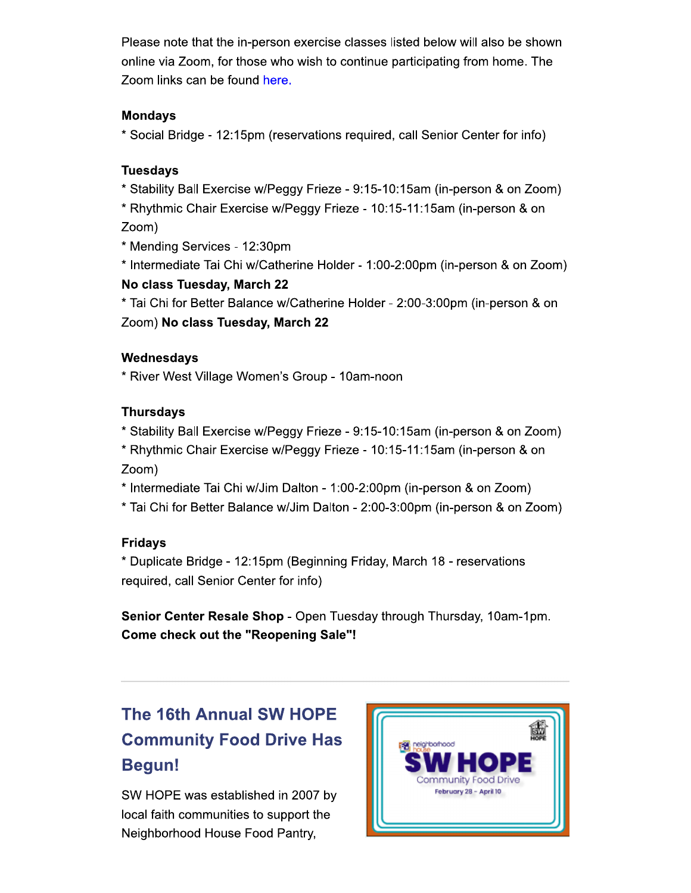Please note that the in-person exercise classes listed below will also be shown online via Zoom, for those who wish to continue participating from home. The Zoom links can be found here.

**Mondays**

* Social Bridge - 12:15pm (reservations required, call Senior Center for info)

**Tuesdays**

* Stability Ball Exercise w/Peggy Frieze - 9:15-10:15am (in-person & on Zoom)
* Rhythmic Chair Exercise w/Peggy Frieze - 10:15-11:15am (in-person & on Zoom)
* Mending Services - 12:30pm
* Intermediate Tai Chi w/Catherine Holder - 1:00-2:00pm (in-person & on Zoom) **No class Tuesday, March 22**
* Tai Chi for Better Balance w/Catherine Holder - 2:00-3:00pm (in-person & on Zoom) **No class Tuesday, March 22**

**Wednesdays**

* River West Village Women's Group - 10am-noon

**Thursdays**

* Stability Ball Exercise w/Peggy Frieze - 9:15-10:15am (in-person & on Zoom)
* Rhythmic Chair Exercise w/Peggy Frieze - 10:15-11:15am (in-person & on Zoom)
* Intermediate Tai Chi w/Jim Dalton - 1:00-2:00pm (in-person & on Zoom)
* Tai Chi for Better Balance w/Jim Dalton - 2:00-3:00pm (in-person & on Zoom)

**Fridays**

* Duplicate Bridge - 12:15pm (Beginning Friday, March 18 - reservations required, call Senior Center for info)

**Senior Center Resale Shop** - Open Tuesday through Thursday, 10am-1pm. **Come check out the "Reopening Sale"!**

---

## The 16th Annual SW HOPE Community Food Drive Has Begun!

neighborhood house

SW HOPE

Community Food Drive

February 28 - April 10

SW HOPE was established in 2007 by local faith communities to support the Neighborhood House Food Pantry,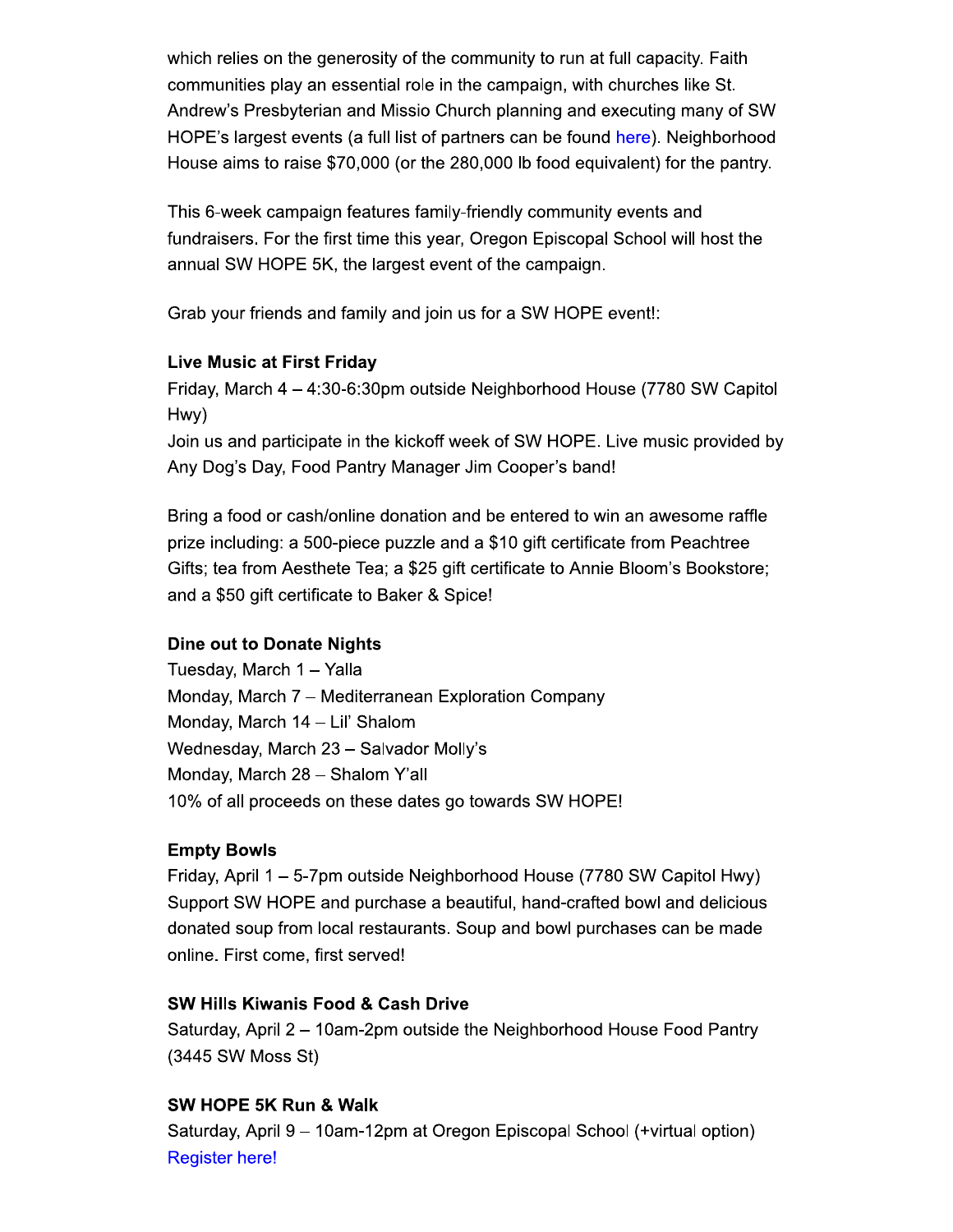which relies on the generosity of the community to run at full capacity. Faith communities play an essential role in the campaign, with churches like St. Andrew's Presbyterian and Missio Church planning and executing many of SW HOPE's largest events (a full list of partners can be found here). Neighborhood House aims to raise $70,000 (or the 280,000 lb food equivalent) for the pantry.

This 6-week campaign features family-friendly community events and fundraisers. For the first time this year, Oregon Episcopal School will host the annual SW HOPE 5K, the largest event of the campaign.

Grab your friends and family and join us for a SW HOPE event!:

**Live Music at First Friday**
Friday, March 4 – 4:30-6:30pm outside Neighborhood House (7780 SW Capitol Hwy)
Join us and participate in the kickoff week of SW HOPE. Live music provided by Any Dog's Day, Food Pantry Manager Jim Cooper's band!

Bring a food or cash/online donation and be entered to win an awesome raffle prize including: a 500-piece puzzle and a $10 gift certificate from Peachtree Gifts; tea from Aesthete Tea; a $25 gift certificate to Annie Bloom's Bookstore; and a $50 gift certificate to Baker & Spice!

**Dine out to Donate Nights**
Tuesday, March 1 – Yalla
Monday, March 7 – Mediterranean Exploration Company
Monday, March 14 – Lil' Shalom
Wednesday, March 23 – Salvador Molly's
Monday, March 28 – Shalom Y'all
10% of all proceeds on these dates go towards SW HOPE!

**Empty Bowls**
Friday, April 1 – 5-7pm outside Neighborhood House (7780 SW Capitol Hwy)
Support SW HOPE and purchase a beautiful, hand-crafted bowl and delicious donated soup from local restaurants. Soup and bowl purchases can be made online. First come, first served!

**SW Hills Kiwanis Food & Cash Drive**
Saturday, April 2 – 10am-2pm outside the Neighborhood House Food Pantry (3445 SW Moss St)

**SW HOPE 5K Run & Walk**
Saturday, April 9 – 10am-12pm at Oregon Episcopal School (+virtual option)
Register here!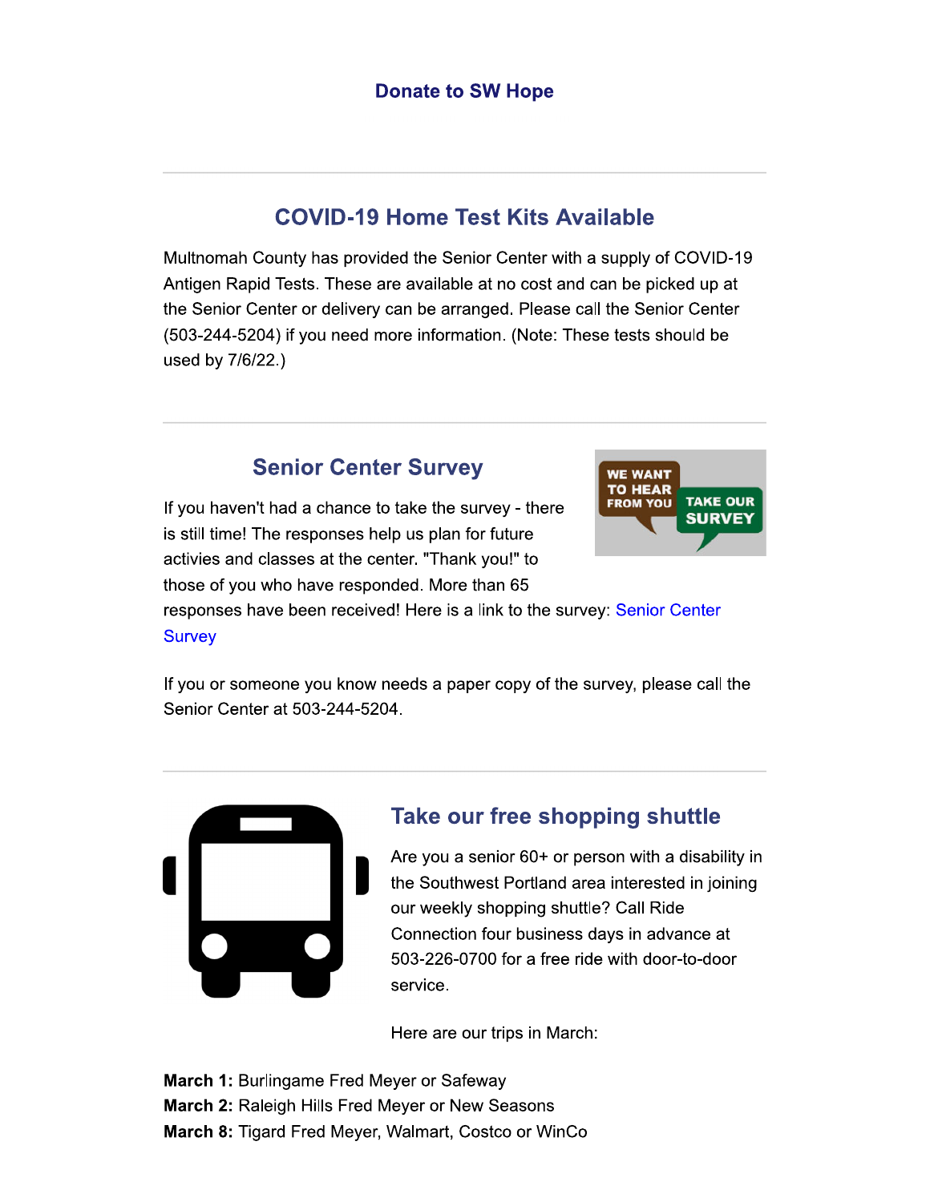**Donate to SW Hope**

---

## COVID-19 Home Test Kits Available

Multnomah County has provided the Senior Center with a supply of COVID-19 Antigen Rapid Tests. These are available at no cost and can be picked up at the Senior Center or delivery can be arranged. Please call the Senior Center (503-244-5204) if you need more information. (Note: These tests should be used by 7/6/22.)

---

## Senior Center Survey

If you haven't had a chance to take the survey - there is still time! The responses help us plan for future activies and classes at the center. "Thank you!" to those of you who have responded. More than 65 responses have been received! Here is a link to the survey: Senior Center Survey

If you or someone you know needs a paper copy of the survey, please call the Senior Center at 503-244-5204.

---

## Take our free shopping shuttle

Are you a senior 60+ or person with a disability in the Southwest Portland area interested in joining our weekly shopping shuttle? Call Ride Connection four business days in advance at 503-226-0700 for a free ride with door-to-door service.

Here are our trips in March:

**March 1:** Burlingame Fred Meyer or Safeway
**March 2:** Raleigh Hills Fred Meyer or New Seasons
**March 8:** Tigard Fred Meyer, Walmart, Costco or WinCo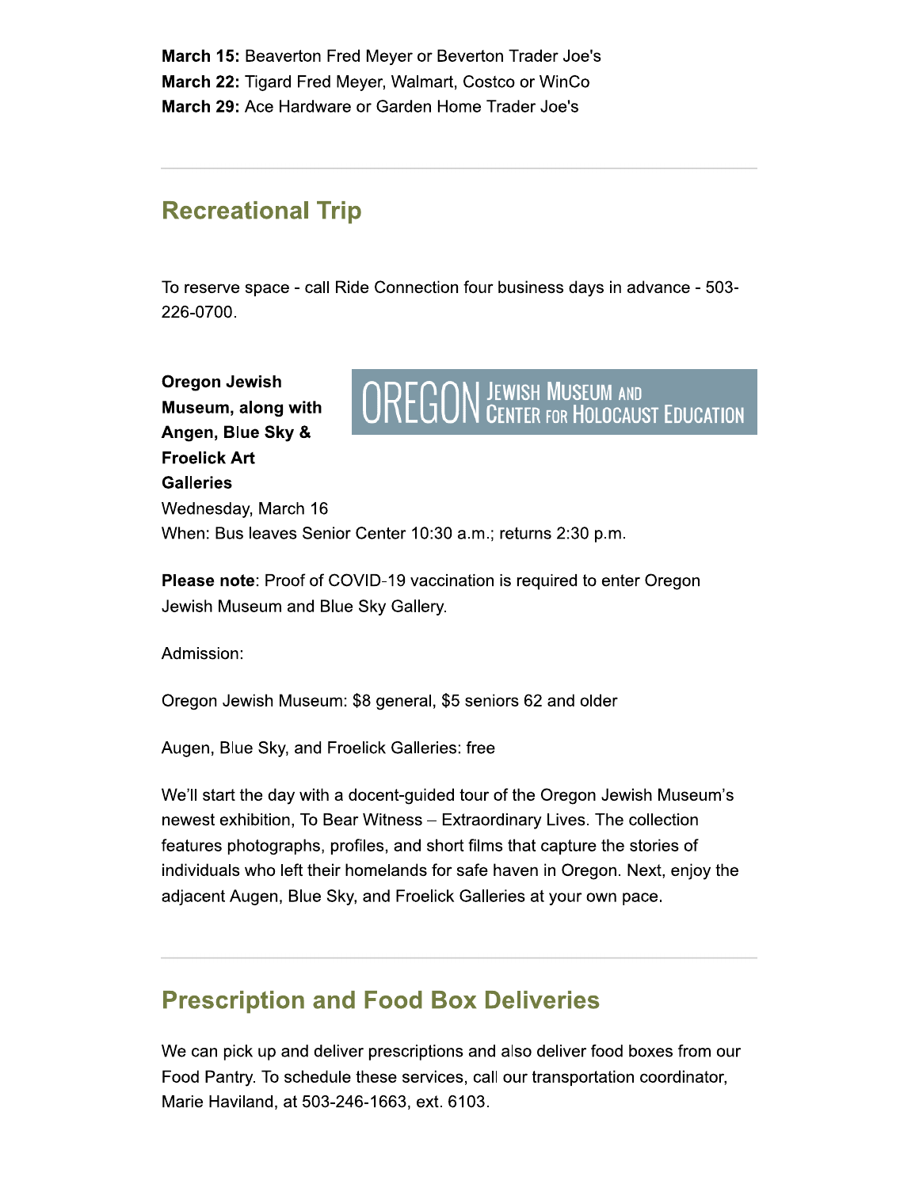**March 15:** Beaverton Fred Meyer or Beverton Trader Joe's
**March 22:** Tigard Fred Meyer, Walmart, Costco or WinCo
**March 29:** Ace Hardware or Garden Home Trader Joe's

---

## Recreational Trip

To reserve space - call Ride Connection four business days in advance - 503-226-0700.

**Oregon Jewish Museum, along with Angen, Blue Sky & Froelick Art Galleries**
Wednesday, March 16
When: Bus leaves Senior Center 10:30 a.m.; returns 2:30 p.m.

**Please note**: Proof of COVID-19 vaccination is required to enter Oregon Jewish Museum and Blue Sky Gallery.

Admission:

Oregon Jewish Museum: $8 general, $5 seniors 62 and older

Augen, Blue Sky, and Froelick Galleries: free

We'll start the day with a docent-guided tour of the Oregon Jewish Museum's newest exhibition, To Bear Witness – Extraordinary Lives. The collection features photographs, profiles, and short films that capture the stories of individuals who left their homelands for safe haven in Oregon. Next, enjoy the adjacent Augen, Blue Sky, and Froelick Galleries at your own pace.

---

## Prescription and Food Box Deliveries

We can pick up and deliver prescriptions and also deliver food boxes from our Food Pantry. To schedule these services, call our transportation coordinator, Marie Haviland, at 503-246-1663, ext. 6103.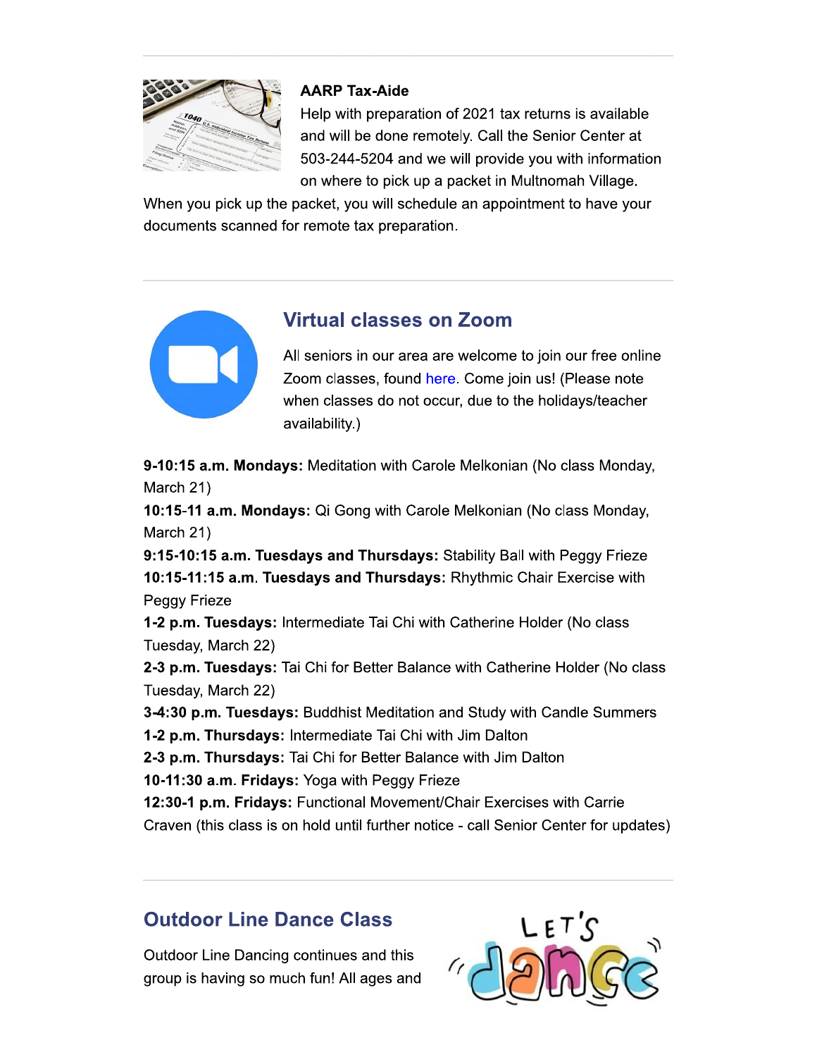**AARP Tax-Aide**

Help with preparation of 2021 tax returns is available and will be done remotely. Call the Senior Center at 503-244-5204 and we will provide you with information on where to pick up a packet in Multnomah Village. When you pick up the packet, you will schedule an appointment to have your documents scanned for remote tax preparation.

## Virtual classes on Zoom

All seniors in our area are welcome to join our free online Zoom classes, found here. Come join us! (Please note when classes do not occur, due to the holidays/teacher availability.)

**9-10:15 a.m. Mondays:** Meditation with Carole Melkonian (No class Monday, March 21)
**10:15-11 a.m. Mondays:** Qi Gong with Carole Melkonian (No class Monday, March 21)
**9:15-10:15 a.m. Tuesdays and Thursdays:** Stability Ball with Peggy Frieze
**10:15-11:15 a.m. Tuesdays and Thursdays:** Rhythmic Chair Exercise with Peggy Frieze
**1-2 p.m. Tuesdays:** Intermediate Tai Chi with Catherine Holder (No class Tuesday, March 22)
**2-3 p.m. Tuesdays:** Tai Chi for Better Balance with Catherine Holder (No class Tuesday, March 22)
**3-4:30 p.m. Tuesdays:** Buddhist Meditation and Study with Candle Summers
**1-2 p.m. Thursdays:** Intermediate Tai Chi with Jim Dalton
**2-3 p.m. Thursdays:** Tai Chi for Better Balance with Jim Dalton
**10-11:30 a.m. Fridays:** Yoga with Peggy Frieze
**12:30-1 p.m. Fridays:** Functional Movement/Chair Exercises with Carrie Craven (this class is on hold until further notice - call Senior Center for updates)

## Outdoor Line Dance Class

Outdoor Line Dancing continues and this group is having so much fun! All ages and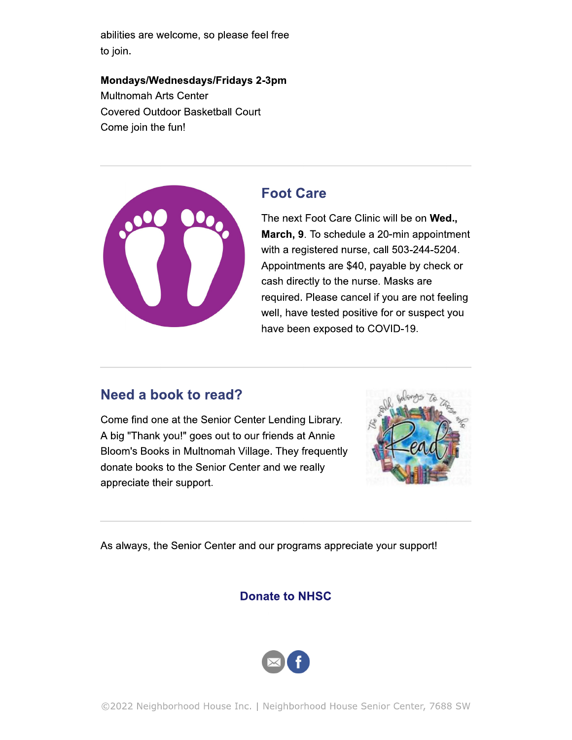abilities are welcome, so please feel free to join.

**Mondays/Wednesdays/Fridays 2-3pm**
Multnomah Arts Center
Covered Outdoor Basketball Court
Come join the fun!

---

## Foot Care

The next Foot Care Clinic will be on **Wed., March, 9**. To schedule a 20-min appointment with a registered nurse, call 503-244-5204. Appointments are $40, payable by check or cash directly to the nurse. Masks are required. Please cancel if you are not feeling well, have tested positive for or suspect you have been exposed to COVID-19.

---

## Need a book to read?

Come find one at the Senior Center Lending Library. A big "Thank you!" goes out to our friends at Annie Bloom's Books in Multnomah Village. They frequently donate books to the Senior Center and we really appreciate their support.

---

As always, the Senior Center and our programs appreciate your support!

**Donate to NHSC**

©2022 Neighborhood House Inc. | Neighborhood House Senior Center, 7688 SW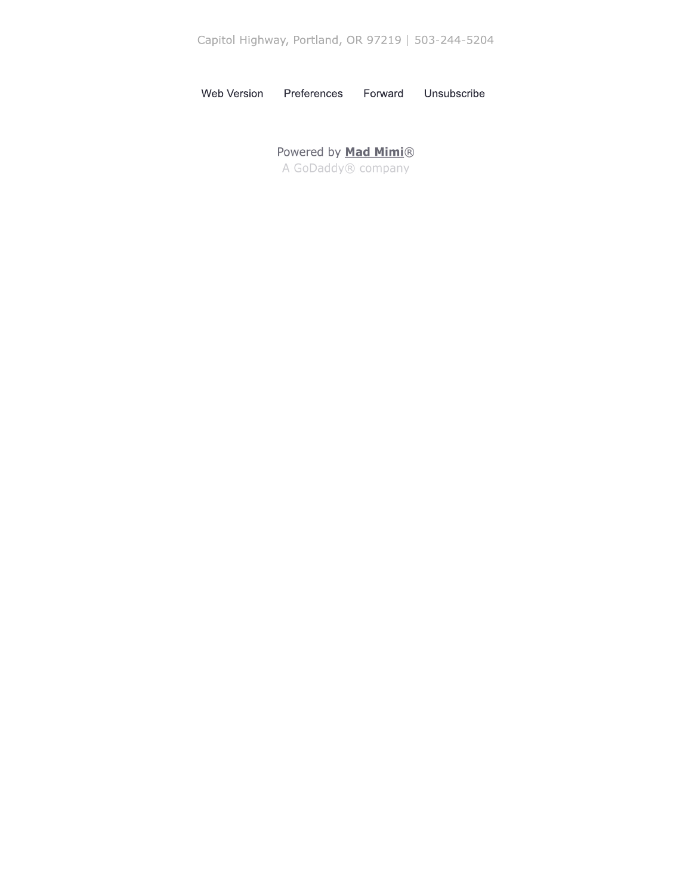Capitol Highway, Portland, OR 97219 | 503-244-5204

Web Version Preferences Forward Unsubscribe

Powered by **Mad Mimi**®
A GoDaddy® company